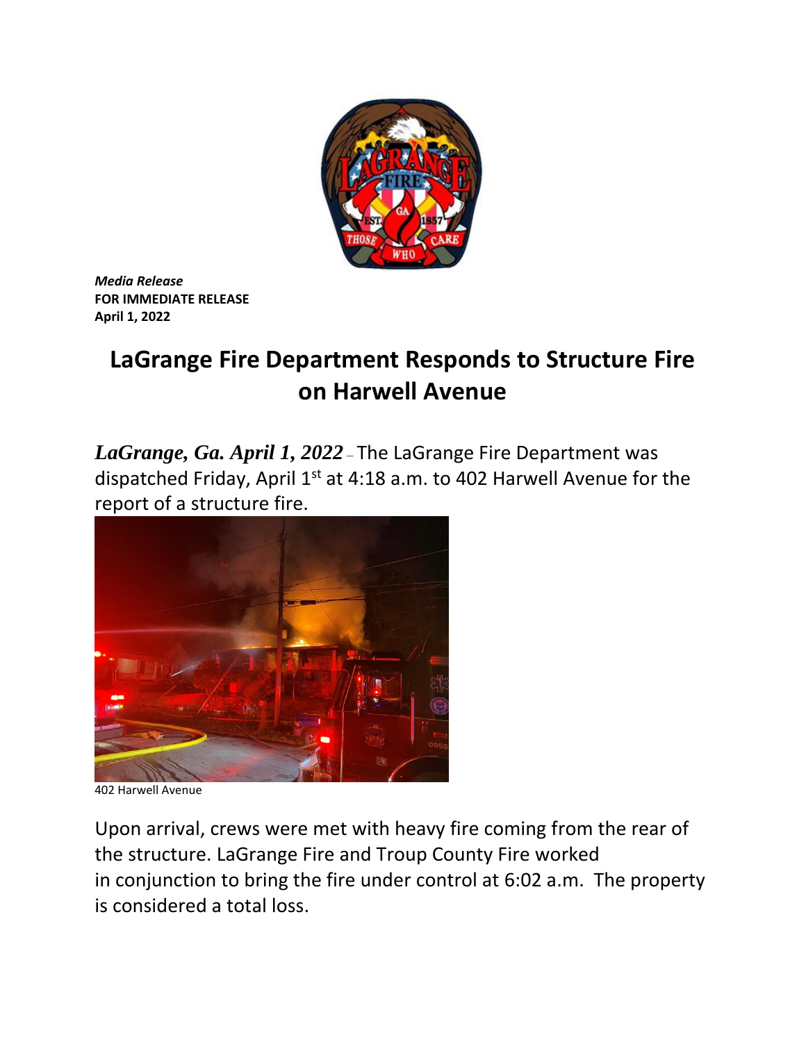*Media Release*
**FOR IMMEDIATE RELEASE**
**April 1, 2022**

# LaGrange Fire Department Responds to Structure Fire on Harwell Avenue

***LaGrange, Ga. April 1, 2022*** – The LaGrange Fire Department was dispatched Friday, April 1st at 4:18 a.m. to 402 Harwell Avenue for the report of a structure fire.

402 Harwell Avenue

Upon arrival, crews were met with heavy fire coming from the rear of the structure. LaGrange Fire and Troup County Fire worked in conjunction to bring the fire under control at 6:02 a.m. The property is considered a total loss.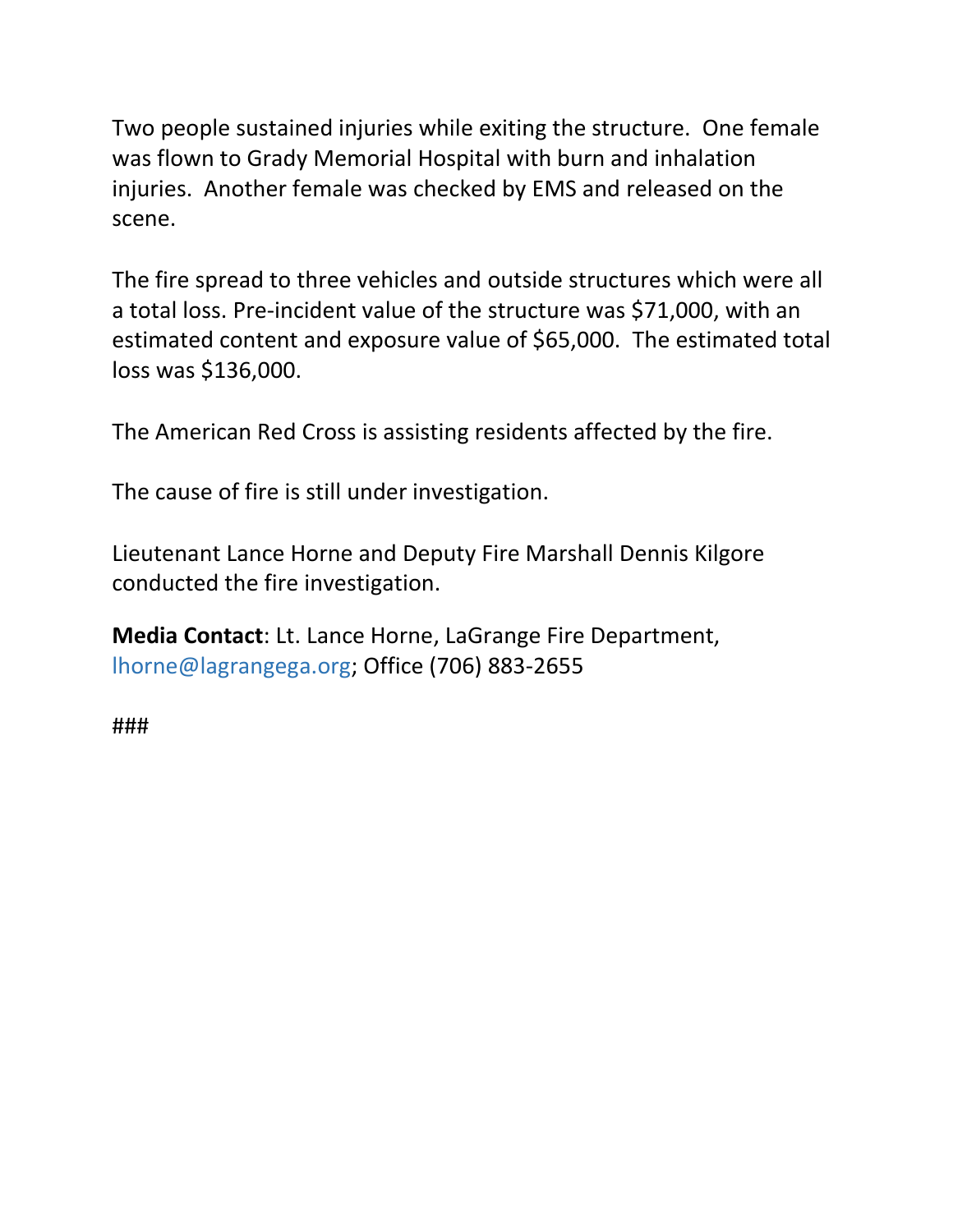Two people sustained injuries while exiting the structure. One female was flown to Grady Memorial Hospital with burn and inhalation injuries. Another female was checked by EMS and released on the scene.

The fire spread to three vehicles and outside structures which were all a total loss. Pre-incident value of the structure was $71,000, with an estimated content and exposure value of $65,000. The estimated total loss was $136,000.

The American Red Cross is assisting residents affected by the fire.

The cause of fire is still under investigation.

Lieutenant Lance Horne and Deputy Fire Marshall Dennis Kilgore conducted the fire investigation.

**Media Contact**: Lt. Lance Horne, LaGrange Fire Department, lhorne@lagrangega.org; Office (706) 883-2655

###